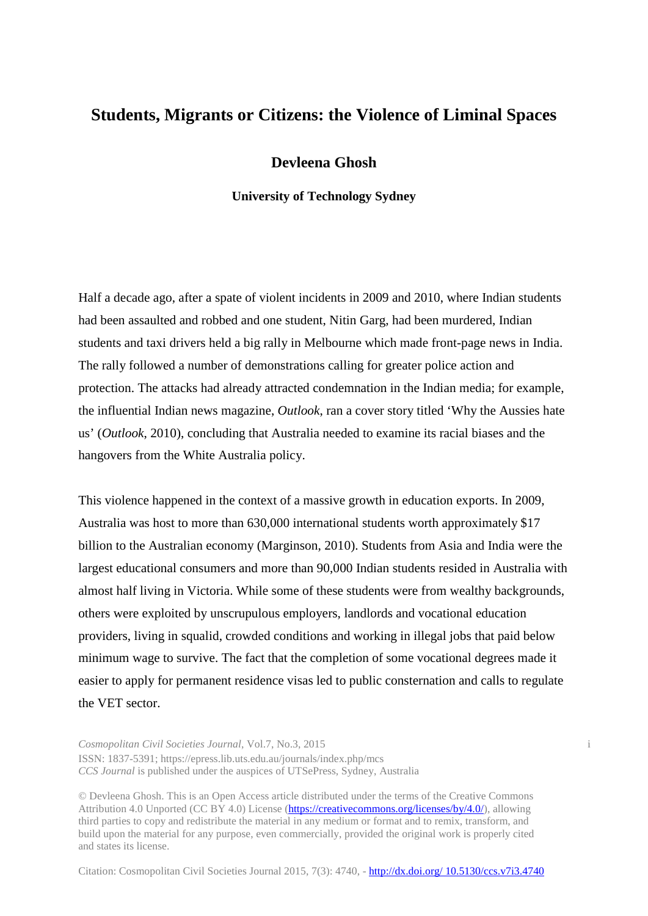# Students, Migrants or Citizens: the Violence of Liminal Spaces

**Devleena Ghosh**

**University of Technology Sydney**

Half a decade ago, after a spate of violent incidents in 2009 and 2010, where Indian students had been assaulted and robbed and one student, Nitin Garg, had been murdered, Indian students and taxi drivers held a big rally in Melbourne which made front-page news in India. The rally followed a number of demonstrations calling for greater police action and protection. The attacks had already attracted condemnation in the Indian media; for example, the influential Indian news magazine, *Outlook*, ran a cover story titled 'Why the Aussies hate us' (*Outlook*, 2010), concluding that Australia needed to examine its racial biases and the hangovers from the White Australia policy.

This violence happened in the context of a massive growth in education exports. In 2009, Australia was host to more than 630,000 international students worth approximately $17 billion to the Australian economy (Marginson, 2010). Students from Asia and India were the largest educational consumers and more than 90,000 Indian students resided in Australia with almost half living in Victoria. While some of these students were from wealthy backgrounds, others were exploited by unscrupulous employers, landlords and vocational education providers, living in squalid, crowded conditions and working in illegal jobs that paid below minimum wage to survive. The fact that the completion of some vocational degrees made it easier to apply for permanent residence visas led to public consternation and calls to regulate the VET sector.

© Devleena Ghosh. This is an Open Access article distributed under the terms of the Creative Commons Attribution 4.0 Unported (CC BY 4.0) License (https://creativecommons.org/licenses/by/4.0/), allowing third parties to copy and redistribute the material in any medium or format and to remix, transform, and build upon the material for any purpose, even commercially, provided the original work is properly cited and states its license.

Citation: Cosmopolitan Civil Societies Journal 2015, 7(3): 4740, - http://dx.doi.org/ 10.5130/ccs.v7i3.4740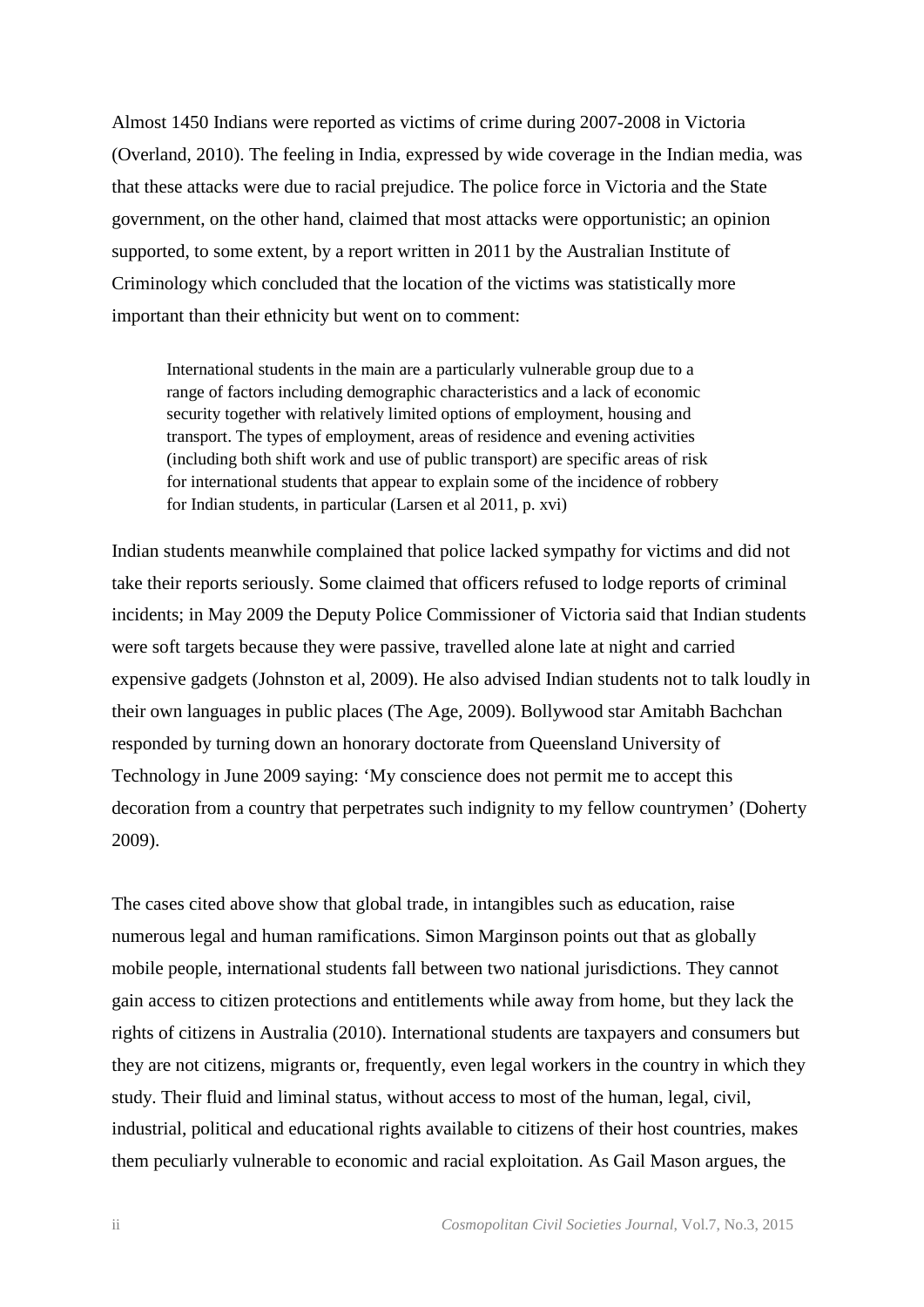Almost 1450 Indians were reported as victims of crime during 2007-2008 in Victoria (Overland, 2010). The feeling in India, expressed by wide coverage in the Indian media, was that these attacks were due to racial prejudice. The police force in Victoria and the State government, on the other hand, claimed that most attacks were opportunistic; an opinion supported, to some extent, by a report written in 2011 by the Australian Institute of Criminology which concluded that the location of the victims was statistically more important than their ethnicity but went on to comment:

> International students in the main are a particularly vulnerable group due to a range of factors including demographic characteristics and a lack of economic security together with relatively limited options of employment, housing and transport. The types of employment, areas of residence and evening activities (including both shift work and use of public transport) are specific areas of risk for international students that appear to explain some of the incidence of robbery for Indian students, in particular (Larsen et al 2011, p. xvi)

Indian students meanwhile complained that police lacked sympathy for victims and did not take their reports seriously. Some claimed that officers refused to lodge reports of criminal incidents; in May 2009 the Deputy Police Commissioner of Victoria said that Indian students were soft targets because they were passive, travelled alone late at night and carried expensive gadgets (Johnston et al, 2009). He also advised Indian students not to talk loudly in their own languages in public places (The Age, 2009). Bollywood star Amitabh Bachchan responded by turning down an honorary doctorate from Queensland University of Technology in June 2009 saying: 'My conscience does not permit me to accept this decoration from a country that perpetrates such indignity to my fellow countrymen' (Doherty 2009).

The cases cited above show that global trade, in intangibles such as education, raise numerous legal and human ramifications. Simon Marginson points out that as globally mobile people, international students fall between two national jurisdictions. They cannot gain access to citizen protections and entitlements while away from home, but they lack the rights of citizens in Australia (2010). International students are taxpayers and consumers but they are not citizens, migrants or, frequently, even legal workers in the country in which they study. Their fluid and liminal status, without access to most of the human, legal, civil, industrial, political and educational rights available to citizens of their host countries, makes them peculiarly vulnerable to economic and racial exploitation. As Gail Mason argues, the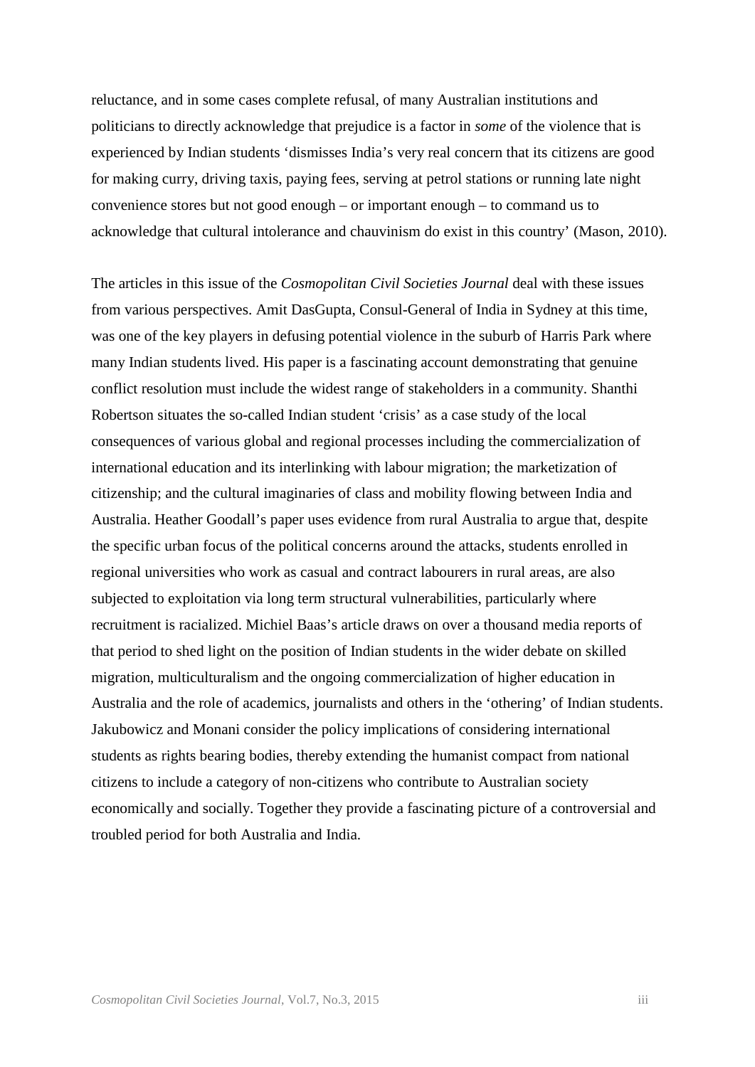reluctance, and in some cases complete refusal, of many Australian institutions and politicians to directly acknowledge that prejudice is a factor in *some* of the violence that is experienced by Indian students 'dismisses India's very real concern that its citizens are good for making curry, driving taxis, paying fees, serving at petrol stations or running late night convenience stores but not good enough – or important enough – to command us to acknowledge that cultural intolerance and chauvinism do exist in this country' (Mason, 2010).

The articles in this issue of the *Cosmopolitan Civil Societies Journal* deal with these issues from various perspectives. Amit DasGupta, Consul-General of India in Sydney at this time, was one of the key players in defusing potential violence in the suburb of Harris Park where many Indian students lived. His paper is a fascinating account demonstrating that genuine conflict resolution must include the widest range of stakeholders in a community. Shanthi Robertson situates the so-called Indian student 'crisis' as a case study of the local consequences of various global and regional processes including the commercialization of international education and its interlinking with labour migration; the marketization of citizenship; and the cultural imaginaries of class and mobility flowing between India and Australia. Heather Goodall's paper uses evidence from rural Australia to argue that, despite the specific urban focus of the political concerns around the attacks, students enrolled in regional universities who work as casual and contract labourers in rural areas, are also subjected to exploitation via long term structural vulnerabilities, particularly where recruitment is racialized. Michiel Baas's article draws on over a thousand media reports of that period to shed light on the position of Indian students in the wider debate on skilled migration, multiculturalism and the ongoing commercialization of higher education in Australia and the role of academics, journalists and others in the 'othering' of Indian students. Jakubowicz and Monani consider the policy implications of considering international students as rights bearing bodies, thereby extending the humanist compact from national citizens to include a category of non-citizens who contribute to Australian society economically and socially. Together they provide a fascinating picture of a controversial and troubled period for both Australia and India.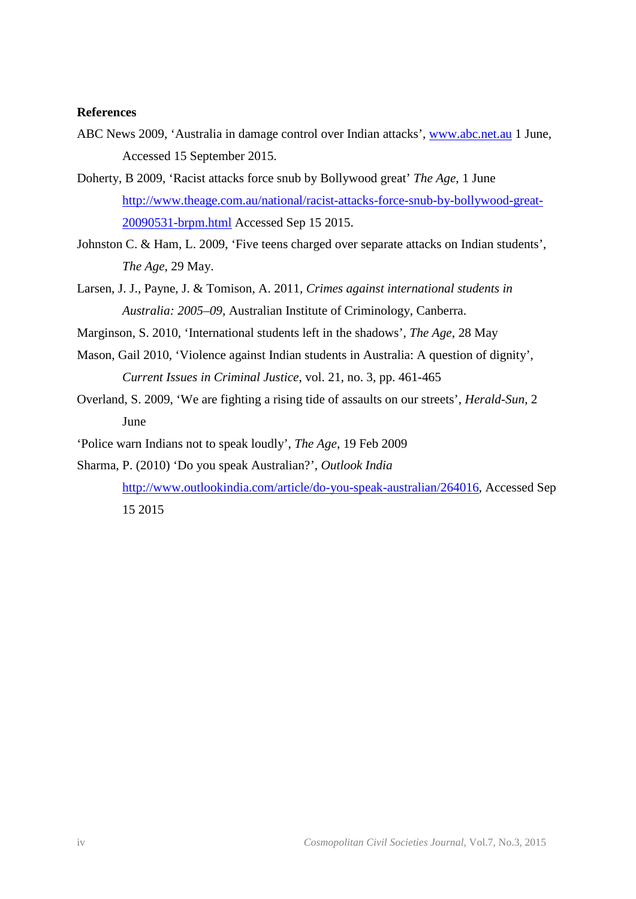**References**

ABC News 2009, 'Australia in damage control over Indian attacks', www.abc.net.au 1 June, Accessed 15 September 2015.

Doherty, B 2009, 'Racist attacks force snub by Bollywood great' *The Age*, 1 June http://www.theage.com.au/national/racist-attacks-force-snub-by-bollywood-great-20090531-brpm.html Accessed Sep 15 2015.

Johnston C. & Ham, L. 2009, 'Five teens charged over separate attacks on Indian students', *The Age*, 29 May.

Larsen, J. J., Payne, J. & Tomison, A. 2011, *Crimes against international students in Australia: 2005–09*, Australian Institute of Criminology, Canberra.

Marginson, S. 2010, 'International students left in the shadows', *The Age*, 28 May

Mason, Gail 2010, 'Violence against Indian students in Australia: A question of dignity', *Current Issues in Criminal Justice*, vol. 21, no. 3, pp. 461-465

Overland, S. 2009, 'We are fighting a rising tide of assaults on our streets', *Herald-Sun*, 2 June

'Police warn Indians not to speak loudly', *The Age*, 19 Feb 2009

Sharma, P. (2010) 'Do you speak Australian?', *Outlook India* http://www.outlookindia.com/article/do-you-speak-australian/264016, Accessed Sep 15 2015